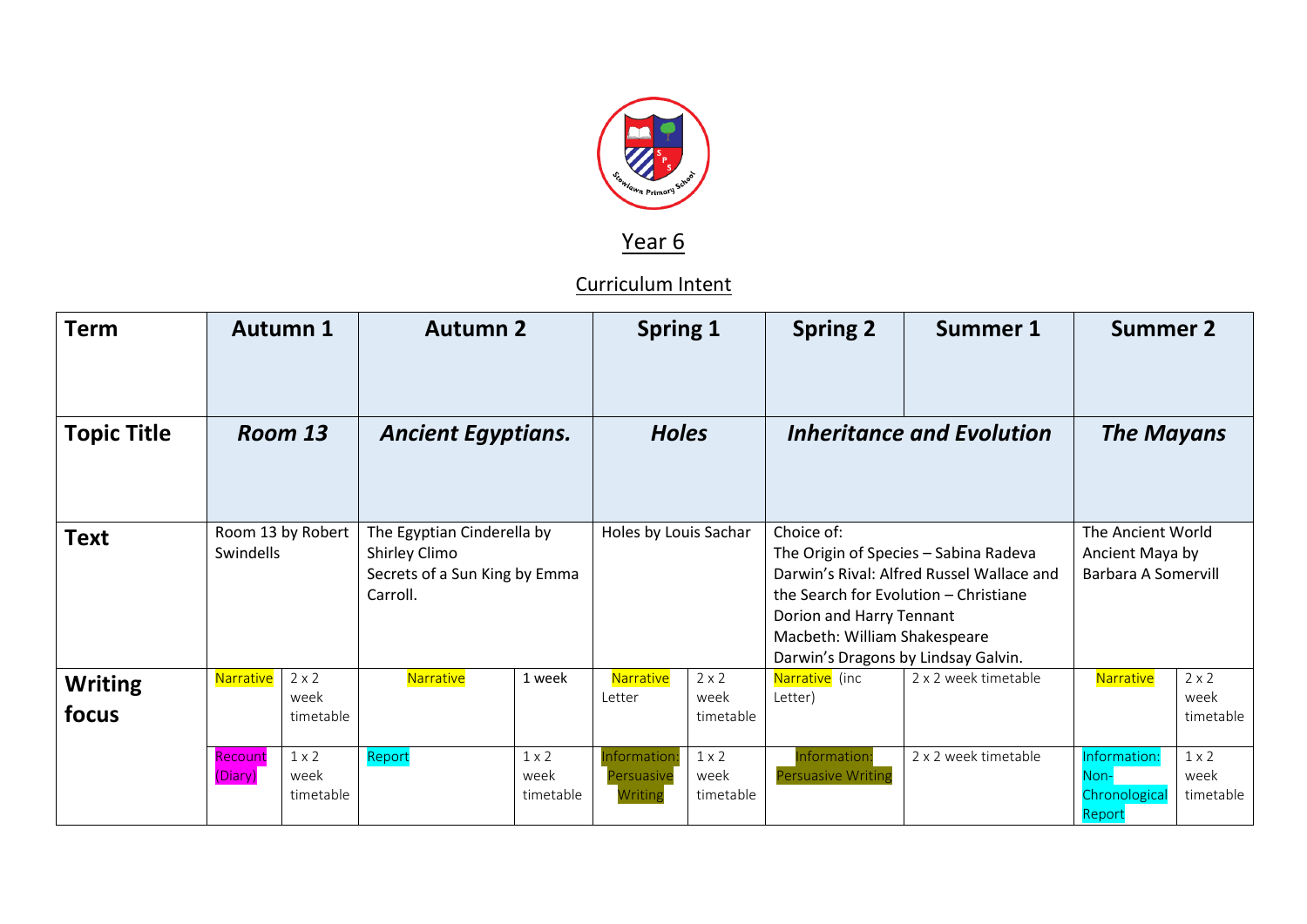# Year 6

## Curriculum Intent

| Term | Autumn 1 | | Autumn 2 | | Spring 1 | | Spring 2 | Summer 1 | Summer 2 | |
|---|---|---|---|---|---|---|---|---|---|---|
| **Topic Title** | ***Room 13*** | | ***Ancient Egyptians.*** | | ***Holes*** | | ***Inheritance and Evolution*** | | ***The Mayans*** | |
| **Text** | Room 13 by Robert Swindells | | The Egyptian Cinderella by Shirley Climo<br>Secrets of a Sun King by Emma Carroll. | | Holes by Louis Sachar | | Choice of:<br>The Origin of Species – Sabina Radeva<br>Darwin's Rival: Alfred Russel Wallace and the Search for Evolution – Christiane Dorion and Harry Tennant<br>Macbeth: William Shakespeare<br>Darwin's Dragons by Lindsay Galvin. | | The Ancient World Ancient Maya by Barbara A Somervill | |
| **Writing focus** | Narrative | 2 x 2 week timetable | Narrative | 1 week | Narrative Letter | 2 x 2 week timetable | Narrative (inc Letter) | 2 x 2 week timetable | Narrative | 2 x 2 week timetable |
| | Recount (Diary) | 1 x 2 week timetable | Report | 1 x 2 week timetable | Information: Persuasive Writing | 1 x 2 week timetable | Information: Persuasive Writing | 2 x 2 week timetable | Information: Non-Chronological Report | 1 x 2 week timetable |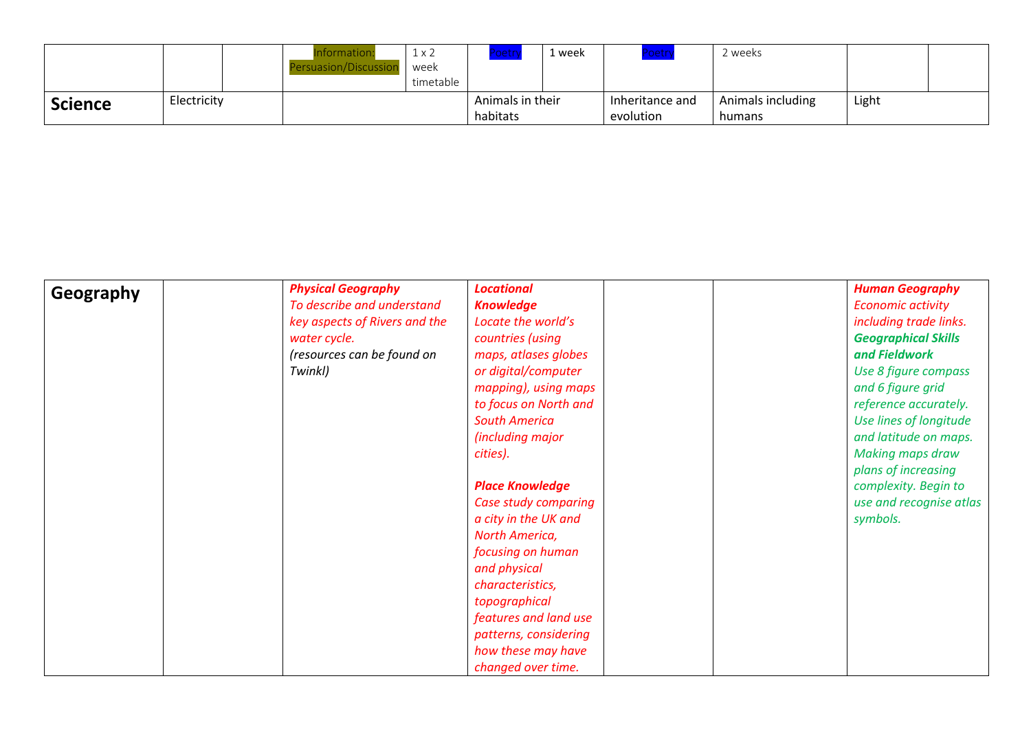| | | | Information: Persuasion/Discussion | 1 x 2 week timetable | Poetry | 1 week | Poetry | 2 weeks | | |
|---|---|---|---|---|---|---|---|---|---|---|
| **Science** | Electricity | | | | Animals in their habitats | | Inheritance and evolution | Animals including humans | Light | |
| **Geography** | | | ***Physical Geography*** *To describe and understand key aspects of Rivers and the water cycle.* *(resources can be found on Twinkl)* | | ***Locational Knowledge*** *Locate the world's countries (using maps, atlases globes or digital/computer mapping), using maps to focus on North and South America (including major cities).* ***Place Knowledge*** *Case study comparing a city in the UK and North America, focusing on human and physical characteristics, topographical features and land use patterns, considering how these may have changed over time.* | | | | ***Human Geography*** *Economic activity including trade links.* ***Geographical Skills and Fieldwork*** *Use 8 figure compass and 6 figure grid reference accurately. Use lines of longitude and latitude on maps. Making maps draw plans of increasing complexity. Begin to use and recognise atlas symbols.* | |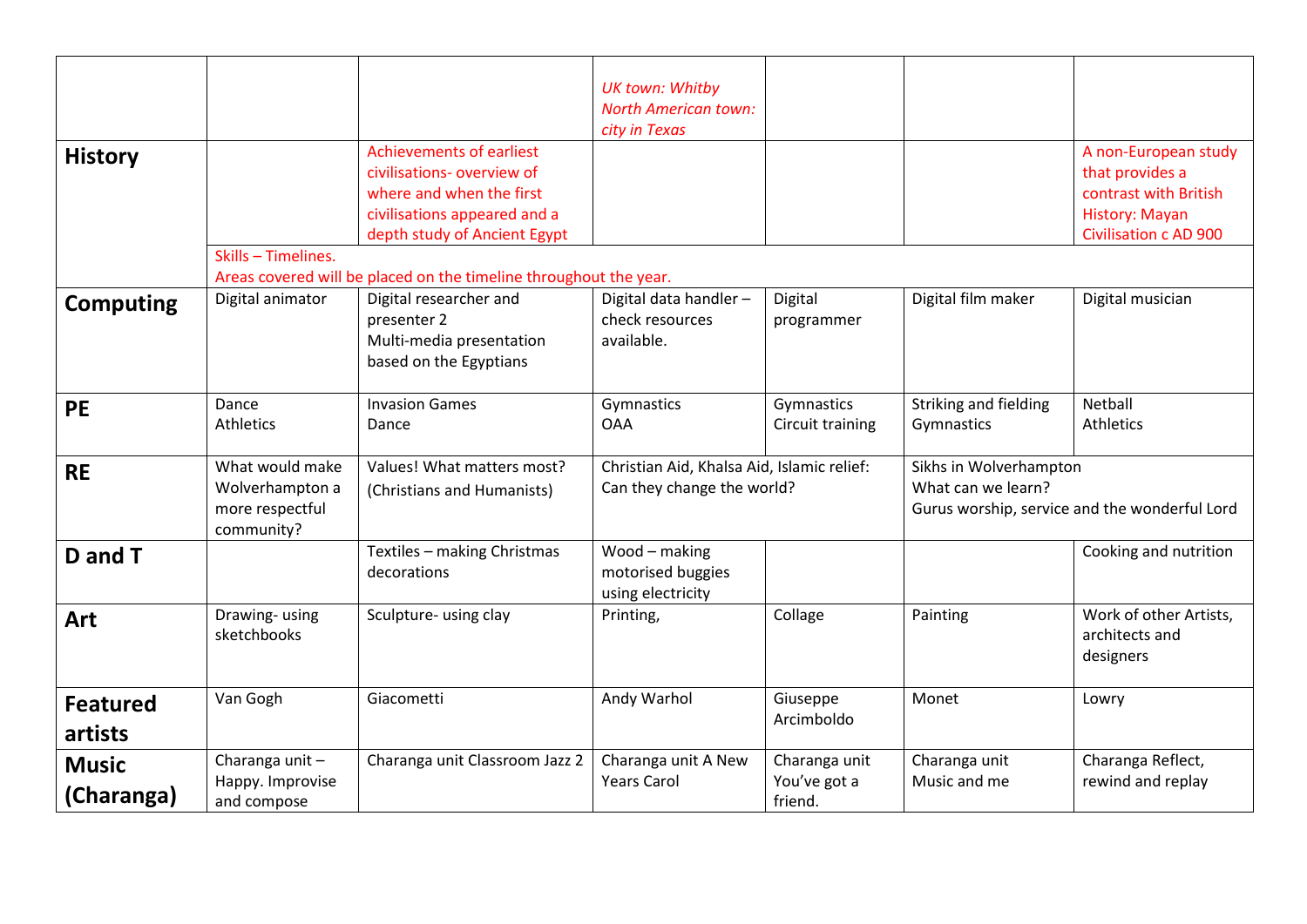| | | | | | | |
|---|---|---|---|---|---|---|
| | | | UK town: Whitby<br>North American town: city in Texas | | | |
| **History** | | Achievements of earliest civilisations- overview of where and when the first civilisations appeared and a depth study of Ancient Egypt | | | | A non-European study that provides a contrast with British History: Mayan Civilisation c AD 900 |
| | Skills – Timelines.<br>Areas covered will be placed on the timeline throughout the year. | | | | | |
| **Computing** | Digital animator | Digital researcher and presenter 2<br>Multi-media presentation based on the Egyptians | Digital data handler – check resources available. | Digital programmer | Digital film maker | Digital musician |
| **PE** | Dance<br>Athletics | Invasion Games<br>Dance | Gymnastics<br>OAA | Gymnastics<br>Circuit training | Striking and fielding<br>Gymnastics | Netball<br>Athletics |
| **RE** | What would make Wolverhampton a more respectful community? | Values! What matters most? (Christians and Humanists) | Christian Aid, Khalsa Aid, Islamic relief: Can they change the world? | | Sikhs in Wolverhampton<br>What can we learn?<br>Gurus worship, service and the wonderful Lord | |
| **D and T** | | Textiles – making Christmas decorations | Wood – making motorised buggies using electricity | | | Cooking and nutrition |
| **Art** | Drawing- using sketchbooks | Sculpture- using clay | Printing, | Collage | Painting | Work of other Artists, architects and designers |
| **Featured artists** | Van Gogh | Giacometti | Andy Warhol | Giuseppe Arcimboldo | Monet | Lowry |
| **Music (Charanga)** | Charanga unit – Happy. Improvise and compose | Charanga unit Classroom Jazz 2 | Charanga unit A New Years Carol | Charanga unit You've got a friend. | Charanga unit Music and me | Charanga Reflect, rewind and replay |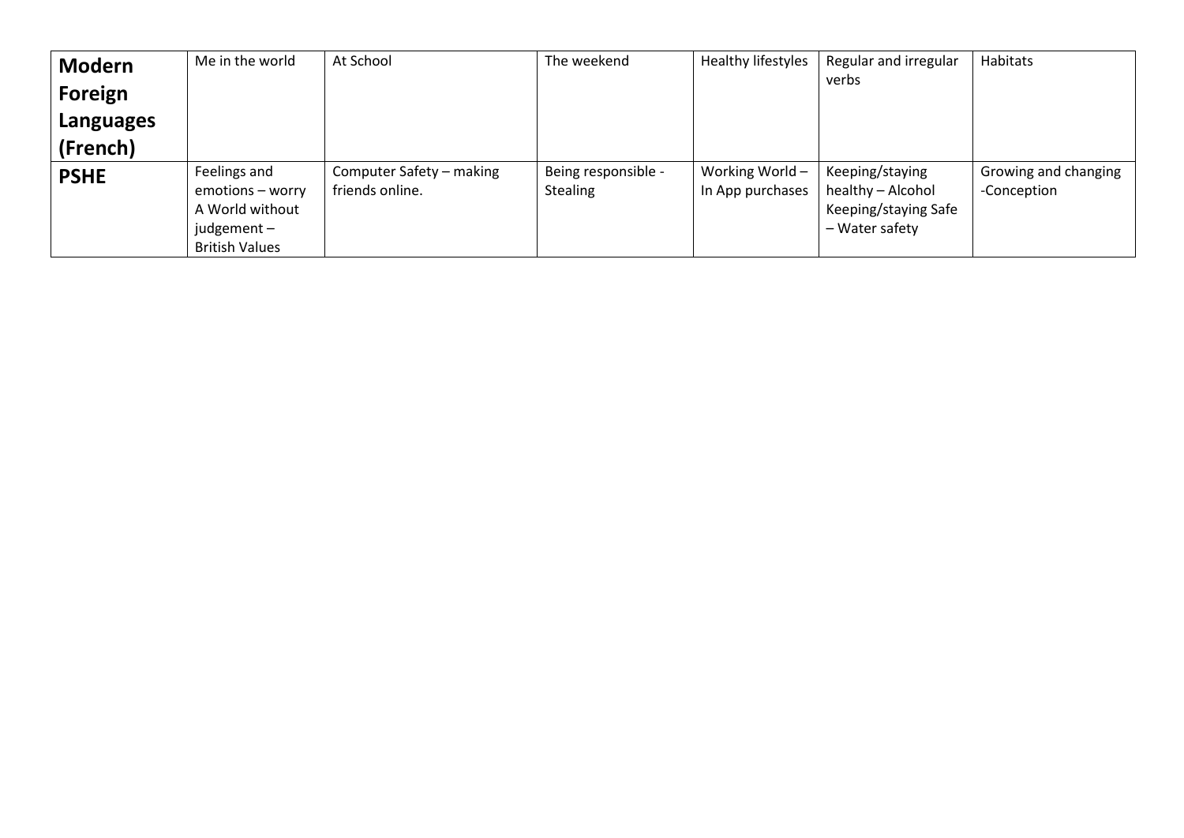| | | | | | | |
|---|---|---|---|---|---|---|
| **Modern Foreign Languages (French)** | Me in the world | At School | The weekend | Healthy lifestyles | Regular and irregular verbs | Habitats |
| **PSHE** | Feelings and emotions – worry<br>A World without judgement – British Values | Computer Safety – making friends online. | Being responsible - Stealing | Working World – In App purchases | Keeping/staying healthy – Alcohol<br>Keeping/staying Safe – Water safety | Growing and changing -Conception |